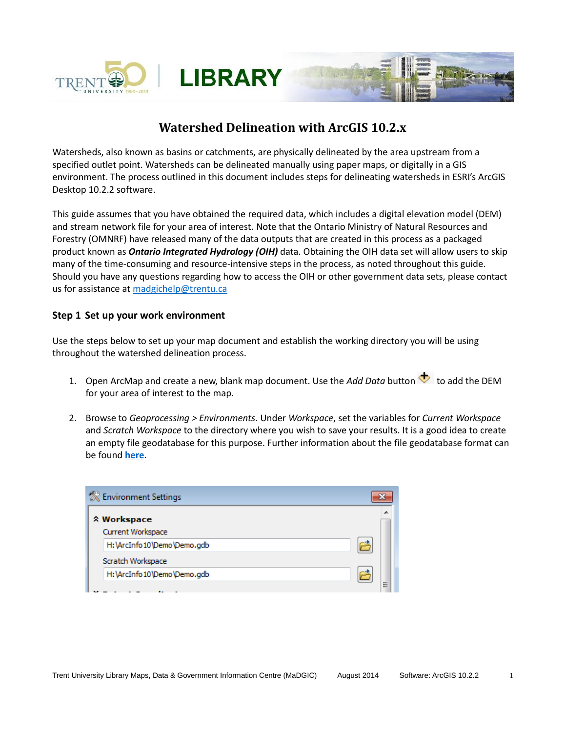# Watershed Delineation with ArcGIS 10.2.x

Watersheds, also known as basins or catchments, are physically delineated by the area upstream from a specified outlet point. Watersheds can be delineated manually using paper maps, or digitally in a GIS environment. The process outlined in this document includes steps for delineating watersheds in ESRI's ArcGIS Desktop 10.2.2 software.

This guide assumes that you have obtained the required data, which includes a digital elevation model (DEM) and stream network file for your area of interest. Note that the Ontario Ministry of Natural Resources and Forestry (OMNRF) have released many of the data outputs that are created in this process as a packaged product known as ***Ontario Integrated Hydrology (OIH)*** data. Obtaining the OIH data set will allow users to skip many of the time-consuming and resource-intensive steps in the process, as noted throughout this guide. Should you have any questions regarding how to access the OIH or other government data sets, please contact us for assistance at madgichelp@trentu.ca

## Step 1 Set up your work environment

Use the steps below to set up your map document and establish the working directory you will be using throughout the watershed delineation process.

1. Open ArcMap and create a new, blank map document. Use the *Add Data* button to add the DEM for your area of interest to the map.

2. Browse to *Geoprocessing > Environments*. Under *Workspace*, set the variables for *Current Workspace* and *Scratch Workspace* to the directory where you wish to save your results. It is a good idea to create an empty file geodatabase for this purpose. Further information about the file geodatabase format can be found **here**.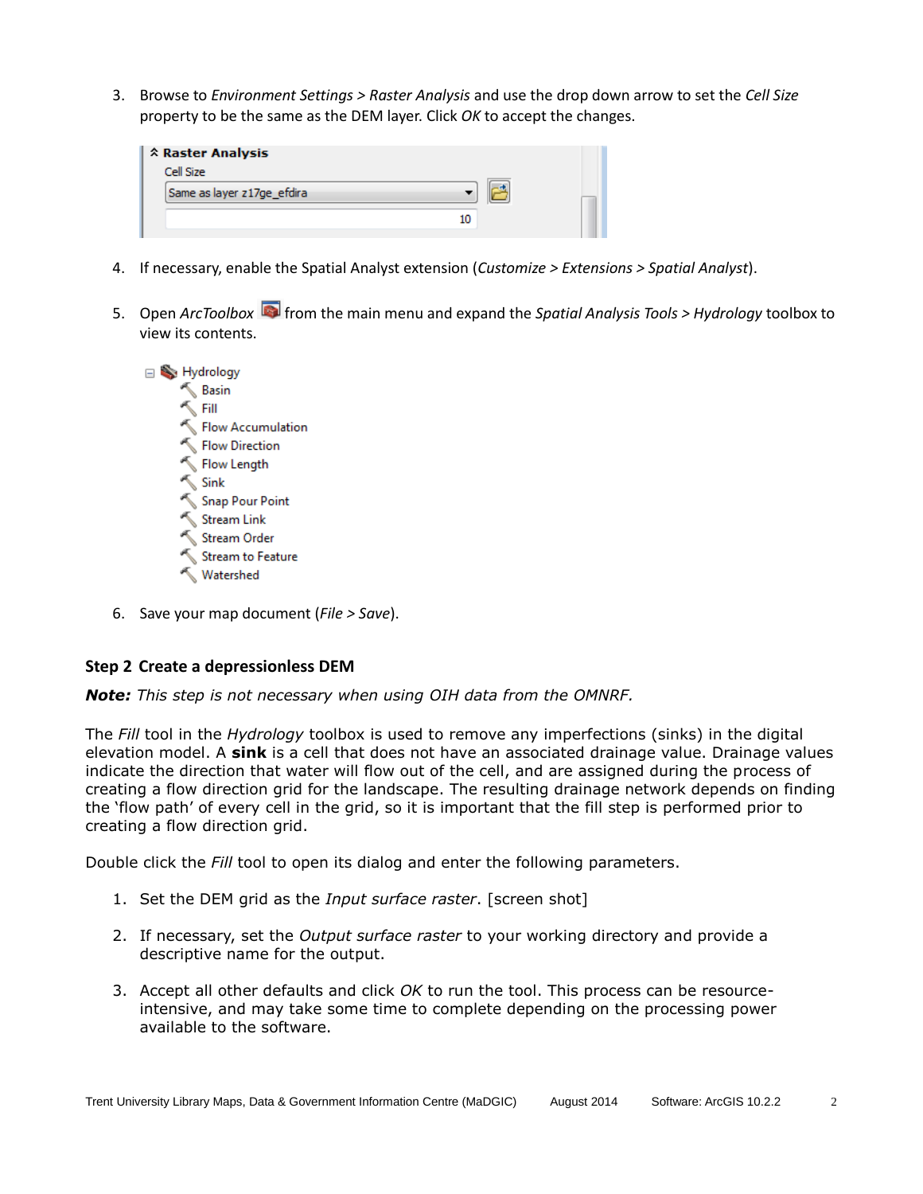3. Browse to *Environment Settings > Raster Analysis* and use the drop down arrow to set the *Cell Size* property to be the same as the DEM layer. Click *OK* to accept the changes.

4. If necessary, enable the Spatial Analyst extension (*Customize > Extensions > Spatial Analyst*).

5. Open *ArcToolbox* from the main menu and expand the *Spatial Analysis Tools > Hydrology* toolbox to view its contents.

6. Save your map document (*File > Save*).

## Step 2 Create a depressionless DEM

***Note:*** *This step is not necessary when using OIH data from the OMNRF.*

The *Fill* tool in the *Hydrology* toolbox is used to remove any imperfections (sinks) in the digital elevation model. A **sink** is a cell that does not have an associated drainage value. Drainage values indicate the direction that water will flow out of the cell, and are assigned during the process of creating a flow direction grid for the landscape. The resulting drainage network depends on finding the 'flow path' of every cell in the grid, so it is important that the fill step is performed prior to creating a flow direction grid.

Double click the *Fill* tool to open its dialog and enter the following parameters.

1. Set the DEM grid as the *Input surface raster*. [screen shot]

2. If necessary, set the *Output surface raster* to your working directory and provide a descriptive name for the output.

3. Accept all other defaults and click *OK* to run the tool. This process can be resource-intensive, and may take some time to complete depending on the processing power available to the software.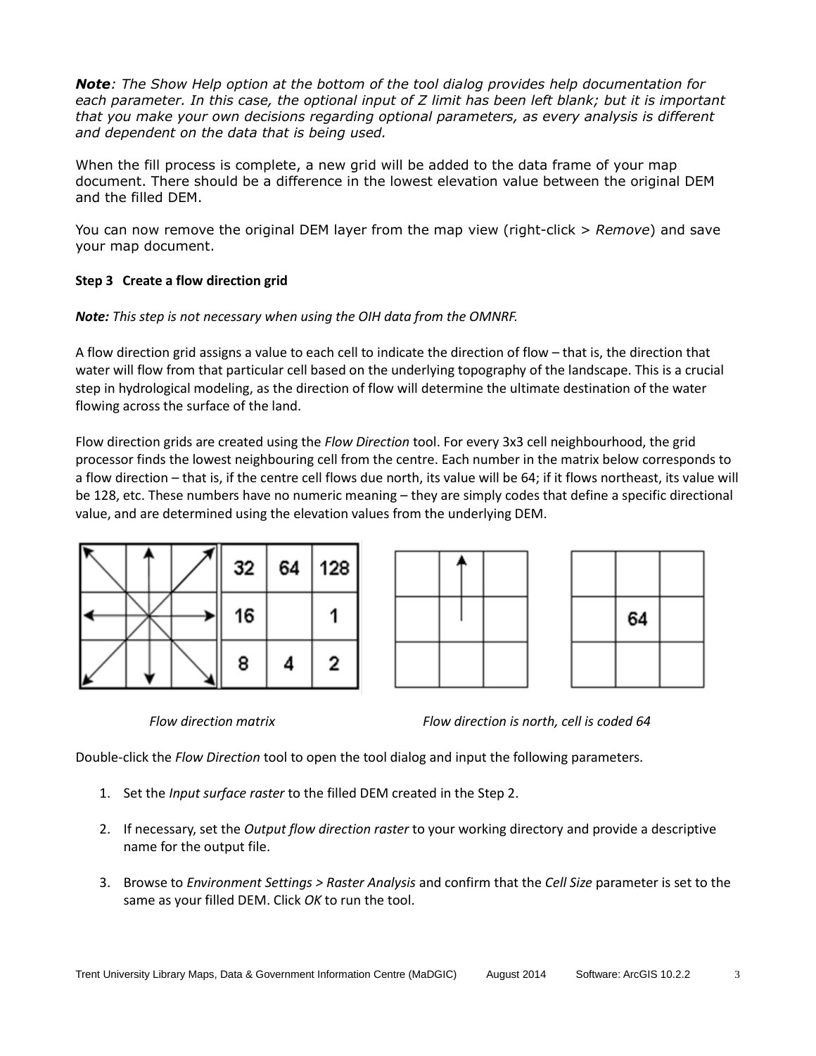***Note**: The Show Help option at the bottom of the tool dialog provides help documentation for each parameter. In this case, the optional input of Z limit has been left blank; but it is important that you make your own decisions regarding optional parameters, as every analysis is different and dependent on the data that is being used.*

When the fill process is complete, a new grid will be added to the data frame of your map document. There should be a difference in the lowest elevation value between the original DEM and the filled DEM.

You can now remove the original DEM layer from the map view (right-click > *Remove*) and save your map document.

### Step 3 Create a flow direction grid

***Note:** This step is not necessary when using the OIH data from the OMNRF.*

A flow direction grid assigns a value to each cell to indicate the direction of flow – that is, the direction that water will flow from that particular cell based on the underlying topography of the landscape. This is a crucial step in hydrological modeling, as the direction of flow will determine the ultimate destination of the water flowing across the surface of the land.

Flow direction grids are created using the *Flow Direction* tool. For every 3x3 cell neighbourhood, the grid processor finds the lowest neighbouring cell from the centre. Each number in the matrix below corresponds to a flow direction – that is, if the centre cell flows due north, its value will be 64; if it flows northeast, its value will be 128, etc. These numbers have no numeric meaning – they are simply codes that define a specific directional value, and are determined using the elevation values from the underlying DEM.

| 32 | 64 | 128 |
|---|---|---|
| 16 | | 1 |
| 8 | 4 | 2 |

*Flow direction matrix*

| | | |
|---|---|---|
| | 64 | |
| | | |

*Flow direction is north, cell is coded 64*

Double-click the *Flow Direction* tool to open the tool dialog and input the following parameters.

1. Set the *Input surface raster* to the filled DEM created in the Step 2.
2. If necessary, set the *Output flow direction raster* to your working directory and provide a descriptive name for the output file.
3. Browse to *Environment Settings > Raster Analysis* and confirm that the *Cell Size* parameter is set to the same as your filled DEM. Click *OK* to run the tool.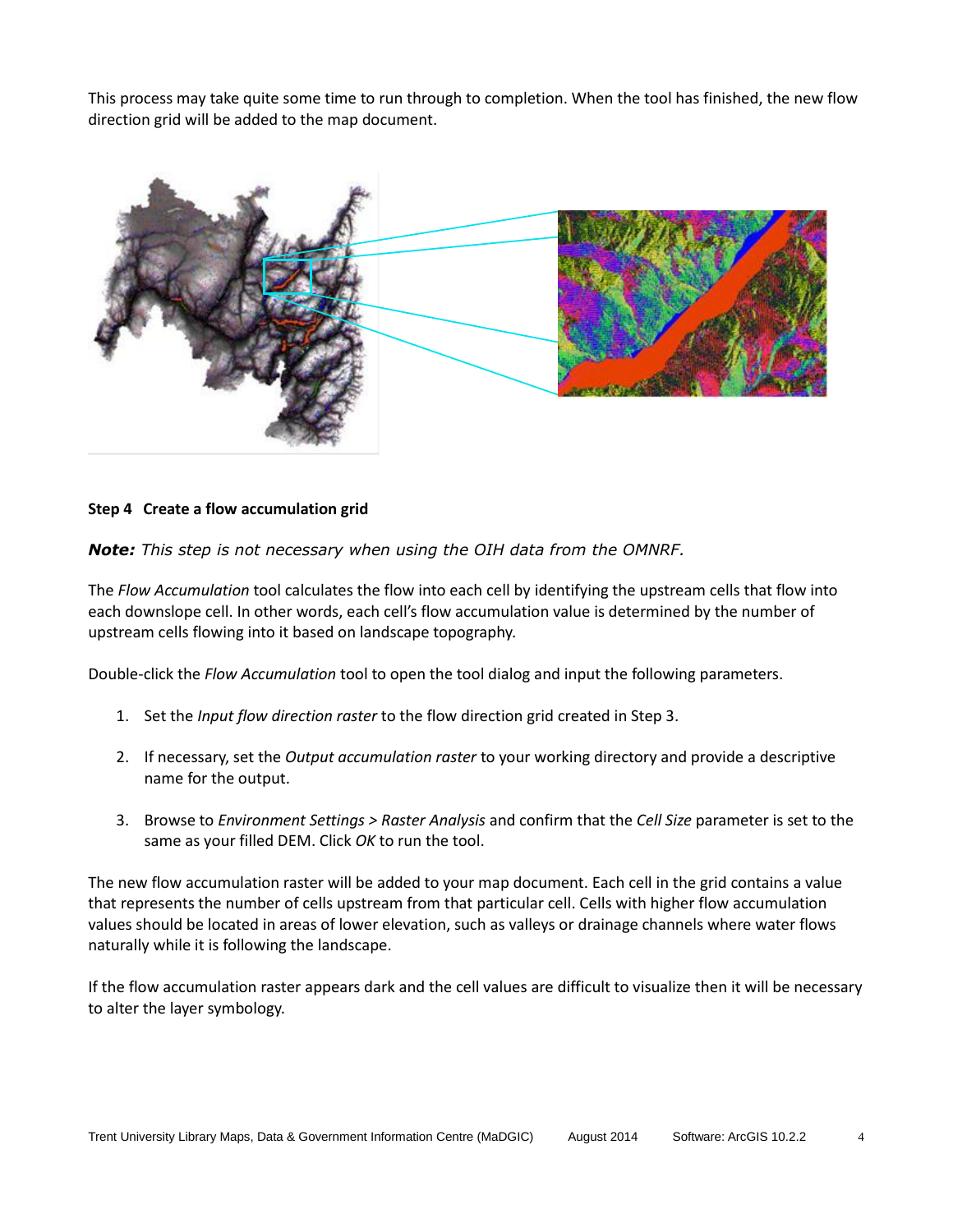This process may take quite some time to run through to completion. When the tool has finished, the new flow direction grid will be added to the map document.

**Step 4 Create a flow accumulation grid**

***Note:*** *This step is not necessary when using the OIH data from the OMNRF.*

The *Flow Accumulation* tool calculates the flow into each cell by identifying the upstream cells that flow into each downslope cell. In other words, each cell's flow accumulation value is determined by the number of upstream cells flowing into it based on landscape topography.

Double-click the *Flow Accumulation* tool to open the tool dialog and input the following parameters.

1. Set the *Input flow direction raster* to the flow direction grid created in Step 3.
2. If necessary, set the *Output accumulation raster* to your working directory and provide a descriptive name for the output.
3. Browse to *Environment Settings > Raster Analysis* and confirm that the *Cell Size* parameter is set to the same as your filled DEM. Click *OK* to run the tool.

The new flow accumulation raster will be added to your map document. Each cell in the grid contains a value that represents the number of cells upstream from that particular cell. Cells with higher flow accumulation values should be located in areas of lower elevation, such as valleys or drainage channels where water flows naturally while it is following the landscape.

If the flow accumulation raster appears dark and the cell values are difficult to visualize then it will be necessary to alter the layer symbology.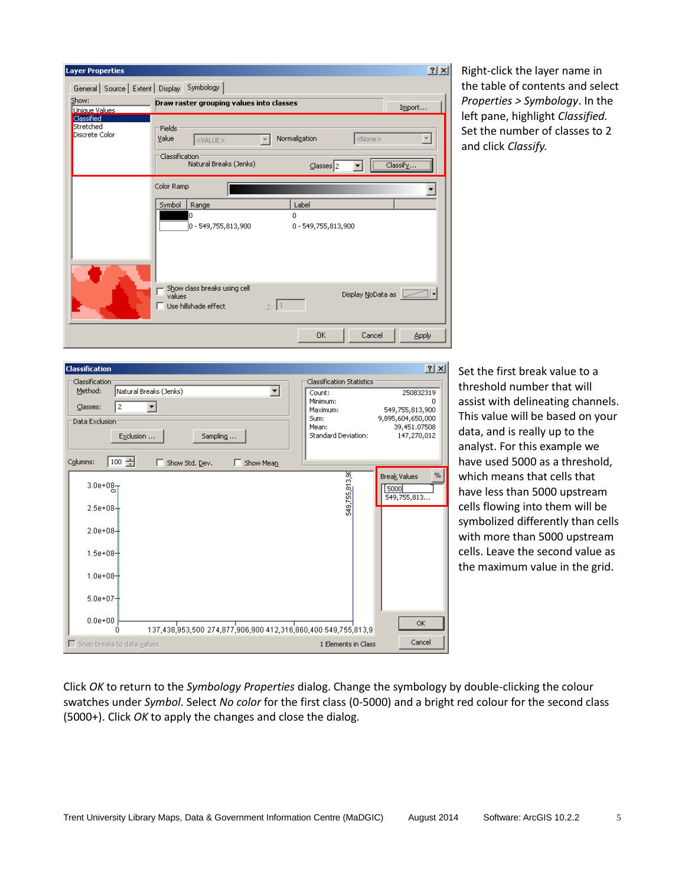Right-click the layer name in the table of contents and select *Properties > Symbology*. In the left pane, highlight *Classified.* Set the number of classes to 2 and click *Classify.*

Set the first break value to a threshold number that will assist with delineating channels. This value will be based on your data, and is really up to the analyst. For this example we have used 5000 as a threshold, which means that cells that have less than 5000 upstream cells flowing into them will be symbolized differently than cells with more than 5000 upstream cells. Leave the second value as the maximum value in the grid.

Click *OK* to return to the *Symbology Properties* dialog. Change the symbology by double-clicking the colour swatches under *Symbol*. Select *No color* for the first class (0-5000) and a bright red colour for the second class (5000+). Click *OK* to apply the changes and close the dialog.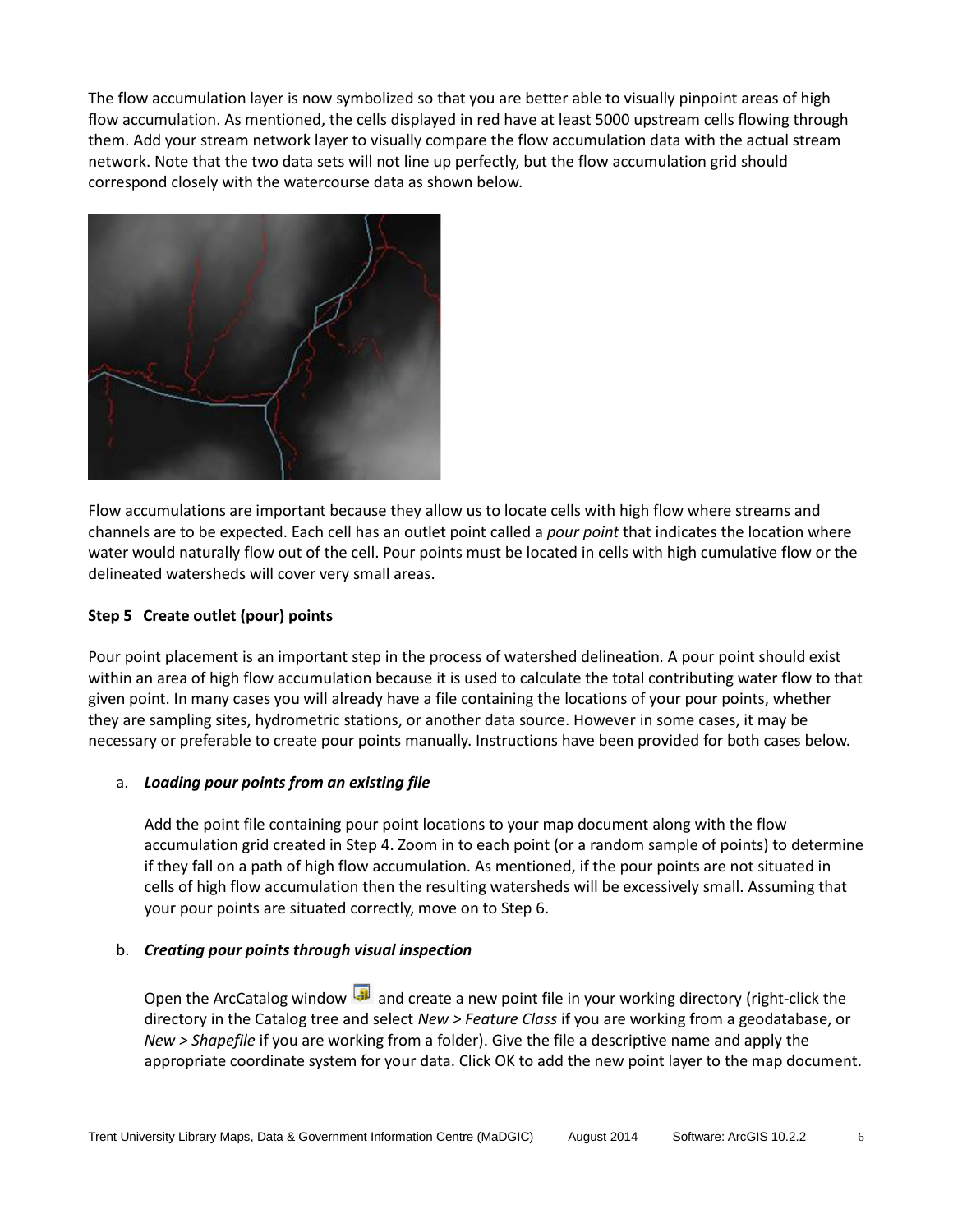The flow accumulation layer is now symbolized so that you are better able to visually pinpoint areas of high flow accumulation. As mentioned, the cells displayed in red have at least 5000 upstream cells flowing through them. Add your stream network layer to visually compare the flow accumulation data with the actual stream network. Note that the two data sets will not line up perfectly, but the flow accumulation grid should correspond closely with the watercourse data as shown below.

Flow accumulations are important because they allow us to locate cells with high flow where streams and channels are to be expected. Each cell has an outlet point called a *pour point* that indicates the location where water would naturally flow out of the cell. Pour points must be located in cells with high cumulative flow or the delineated watersheds will cover very small areas.

**Step 5 Create outlet (pour) points**

Pour point placement is an important step in the process of watershed delineation. A pour point should exist within an area of high flow accumulation because it is used to calculate the total contributing water flow to that given point. In many cases you will already have a file containing the locations of your pour points, whether they are sampling sites, hydrometric stations, or another data source. However in some cases, it may be necessary or preferable to create pour points manually. Instructions have been provided for both cases below.

a. ***Loading pour points from an existing file***

   Add the point file containing pour point locations to your map document along with the flow accumulation grid created in Step 4. Zoom in to each point (or a random sample of points) to determine if they fall on a path of high flow accumulation. As mentioned, if the pour points are not situated in cells of high flow accumulation then the resulting watersheds will be excessively small. Assuming that your pour points are situated correctly, move on to Step 6.

b. ***Creating pour points through visual inspection***

   Open the ArcCatalog window and create a new point file in your working directory (right-click the directory in the Catalog tree and select *New > Feature Class* if you are working from a geodatabase, or *New > Shapefile* if you are working from a folder). Give the file a descriptive name and apply the appropriate coordinate system for your data. Click OK to add the new point layer to the map document.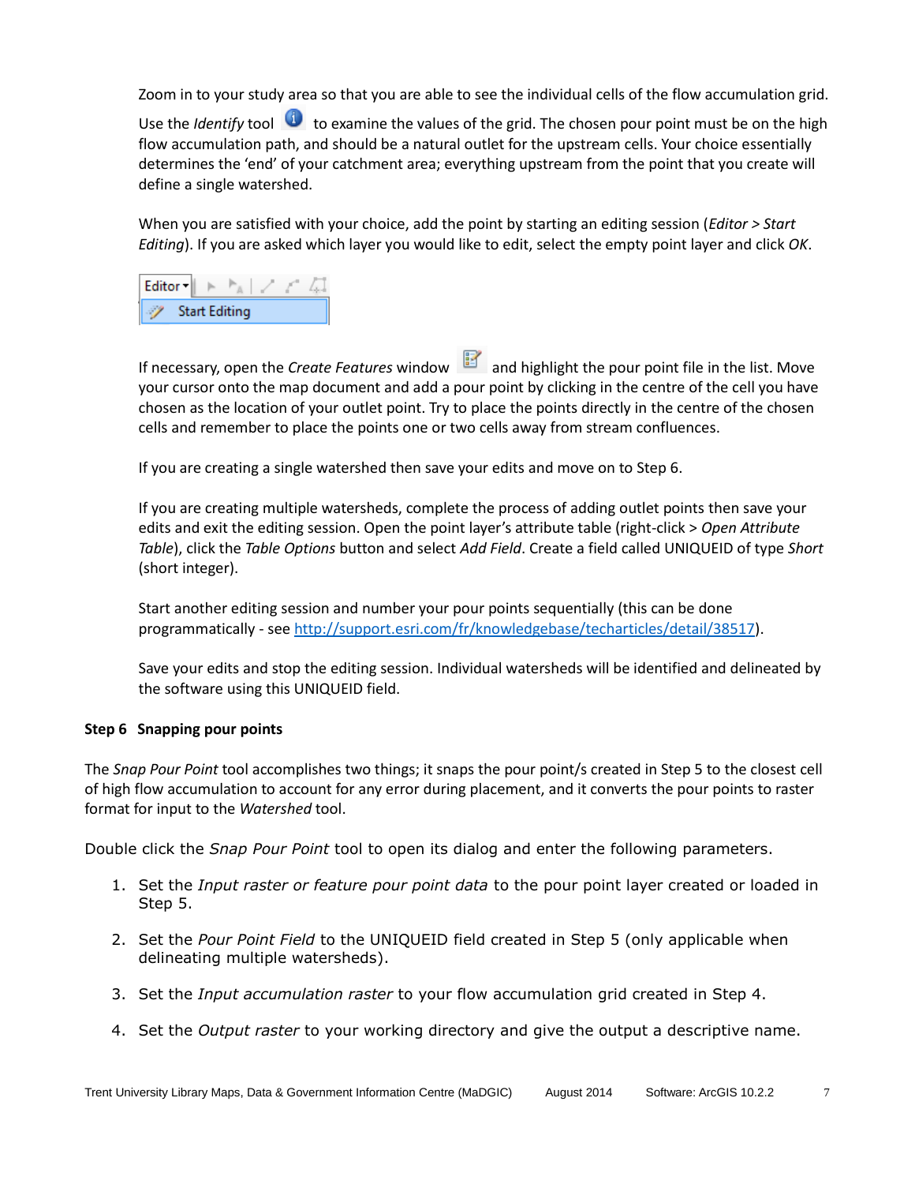Zoom in to your study area so that you are able to see the individual cells of the flow accumulation grid. Use the *Identify* tool to examine the values of the grid. The chosen pour point must be on the high flow accumulation path, and should be a natural outlet for the upstream cells. Your choice essentially determines the 'end' of your catchment area; everything upstream from the point that you create will define a single watershed.

When you are satisfied with your choice, add the point by starting an editing session (*Editor > Start Editing*). If you are asked which layer you would like to edit, select the empty point layer and click *OK*.

If necessary, open the *Create Features* window and highlight the pour point file in the list. Move your cursor onto the map document and add a pour point by clicking in the centre of the cell you have chosen as the location of your outlet point. Try to place the points directly in the centre of the chosen cells and remember to place the points one or two cells away from stream confluences.

If you are creating a single watershed then save your edits and move on to Step 6.

If you are creating multiple watersheds, complete the process of adding outlet points then save your edits and exit the editing session. Open the point layer's attribute table (right-click > *Open Attribute Table*), click the *Table Options* button and select *Add Field*. Create a field called UNIQUEID of type *Short* (short integer).

Start another editing session and number your pour points sequentially (this can be done programmatically - see http://support.esri.com/fr/knowledgebase/techarticles/detail/38517).

Save your edits and stop the editing session. Individual watersheds will be identified and delineated by the software using this UNIQUEID field.

**Step 6 Snapping pour points**

The *Snap Pour Point* tool accomplishes two things; it snaps the pour point/s created in Step 5 to the closest cell of high flow accumulation to account for any error during placement, and it converts the pour points to raster format for input to the *Watershed* tool.

Double click the *Snap Pour Point* tool to open its dialog and enter the following parameters.

1. Set the *Input raster or feature pour point data* to the pour point layer created or loaded in Step 5.
2. Set the *Pour Point Field* to the UNIQUEID field created in Step 5 (only applicable when delineating multiple watersheds).
3. Set the *Input accumulation raster* to your flow accumulation grid created in Step 4.
4. Set the *Output raster* to your working directory and give the output a descriptive name.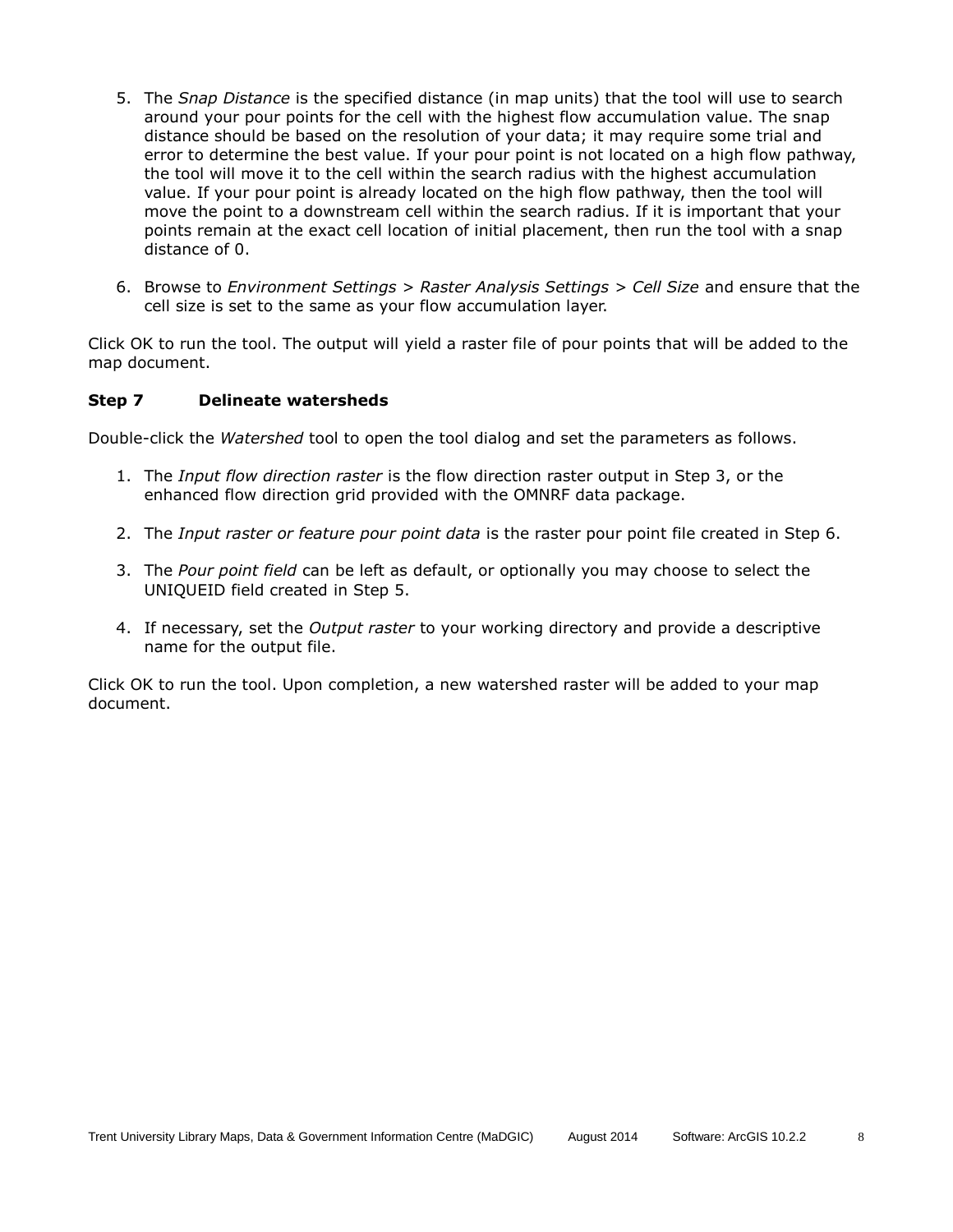5. The *Snap Distance* is the specified distance (in map units) that the tool will use to search around your pour points for the cell with the highest flow accumulation value. The snap distance should be based on the resolution of your data; it may require some trial and error to determine the best value. If your pour point is not located on a high flow pathway, the tool will move it to the cell within the search radius with the highest accumulation value. If your pour point is already located on the high flow pathway, then the tool will move the point to a downstream cell within the search radius. If it is important that your points remain at the exact cell location of initial placement, then run the tool with a snap distance of 0.

6. Browse to *Environment Settings* > *Raster Analysis Settings* > *Cell Size* and ensure that the cell size is set to the same as your flow accumulation layer.

Click OK to run the tool. The output will yield a raster file of pour points that will be added to the map document.

### Step 7 Delineate watersheds

Double-click the *Watershed* tool to open the tool dialog and set the parameters as follows.

1. The *Input flow direction raster* is the flow direction raster output in Step 3, or the enhanced flow direction grid provided with the OMNRF data package.

2. The *Input raster or feature pour point data* is the raster pour point file created in Step 6.

3. The *Pour point field* can be left as default, or optionally you may choose to select the UNIQUEID field created in Step 5.

4. If necessary, set the *Output raster* to your working directory and provide a descriptive name for the output file.

Click OK to run the tool. Upon completion, a new watershed raster will be added to your map document.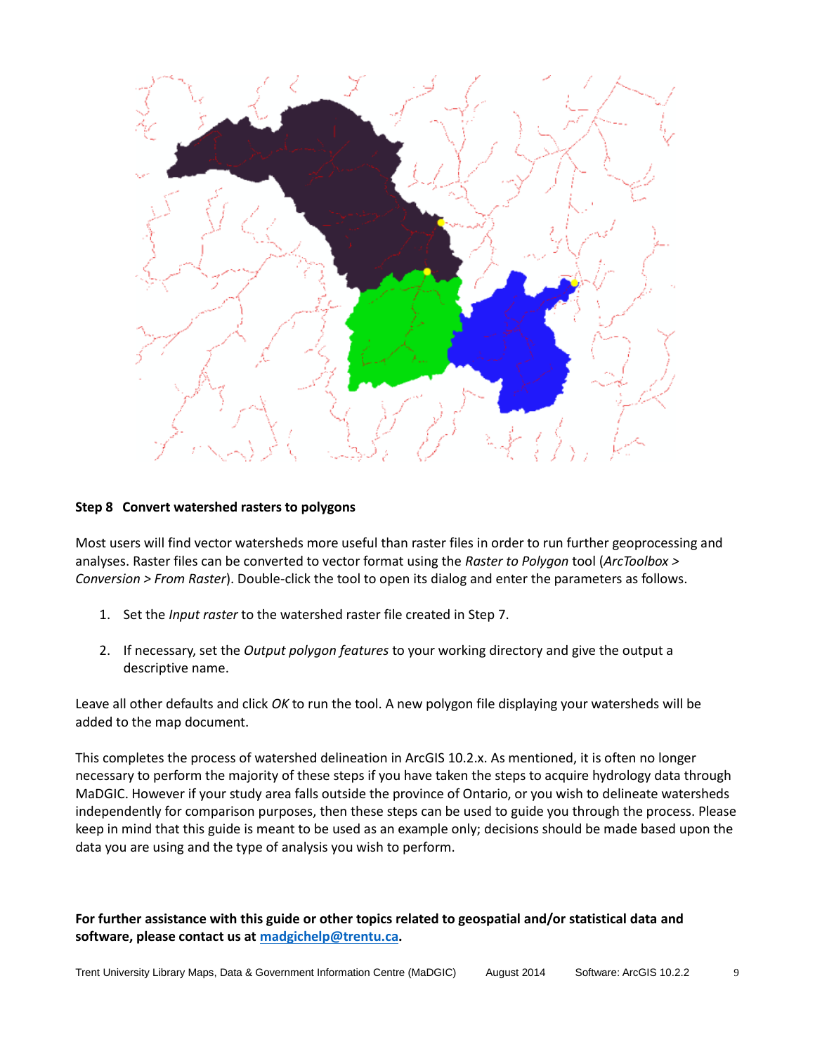**Step 8   Convert watershed rasters to polygons**

Most users will find vector watersheds more useful than raster files in order to run further geoprocessing and analyses. Raster files can be converted to vector format using the *Raster to Polygon* tool (*ArcToolbox > Conversion > From Raster*). Double-click the tool to open its dialog and enter the parameters as follows.

1. Set the *Input raster* to the watershed raster file created in Step 7.
2. If necessary, set the *Output polygon features* to your working directory and give the output a descriptive name.

Leave all other defaults and click *OK* to run the tool. A new polygon file displaying your watersheds will be added to the map document.

This completes the process of watershed delineation in ArcGIS 10.2.x. As mentioned, it is often no longer necessary to perform the majority of these steps if you have taken the steps to acquire hydrology data through MaDGIC. However if your study area falls outside the province of Ontario, or you wish to delineate watersheds independently for comparison purposes, then these steps can be used to guide you through the process. Please keep in mind that this guide is meant to be used as an example only; decisions should be made based upon the data you are using and the type of analysis you wish to perform.

**For further assistance with this guide or other topics related to geospatial and/or statistical data and software, please contact us at madgichelp@trentu.ca.**